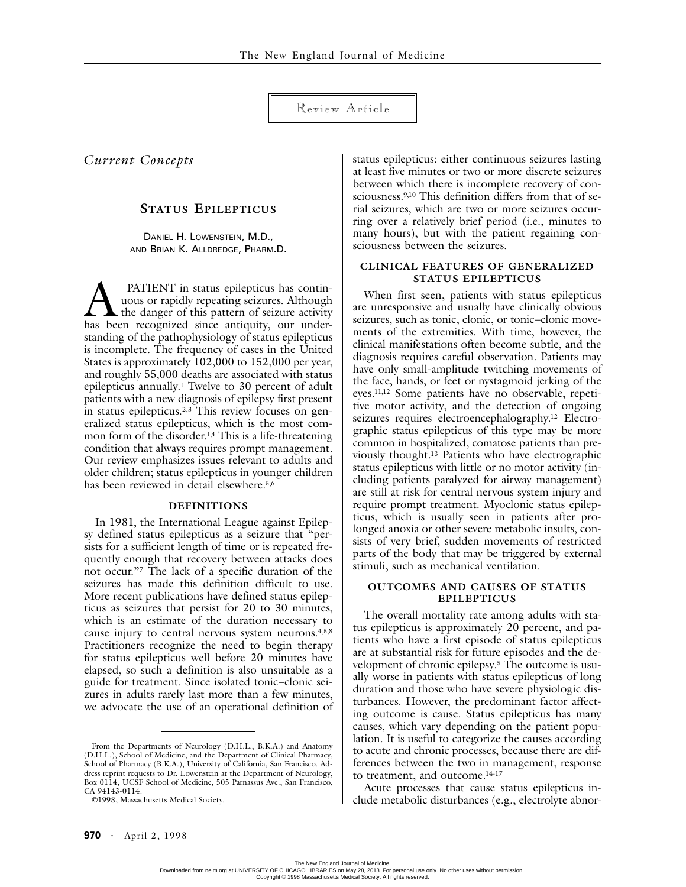Review Article

*Current Concepts*

# STATUS EPILEPTICUS

DANIEL H. LOWENSTEIN, M.D., AND BRIAN K. ALLDREDGE, PHARM.D.

A PATIENT in status epilepticus has continuous or rapidly repeating seizures. Although the danger of this pattern of seizure activity has been recognized since antiquity, our understanding of the pathophysiology of status epilepticus is incomplete. The frequency of cases in the United States is approximately 102,000 to 152,000 per year, and roughly 55,000 deaths are associated with status epilepticus annually.[1] Twelve to 30 percent of adult patients with a new diagnosis of epilepsy first present in status epilepticus.[2,3] This review focuses on generalized status epilepticus, which is the most common form of the disorder.[1,4] This is a life-threatening condition that always requires prompt management. Our review emphasizes issues relevant to adults and older children; status epilepticus in younger children has been reviewed in detail elsewhere.[5,6]

## DEFINITIONS

In 1981, the International League against Epilepsy defined status epilepticus as a seizure that "persists for a sufficient length of time or is repeated frequently enough that recovery between attacks does not occur."[7] The lack of a specific duration of the seizures has made this definition difficult to use. More recent publications have defined status epilepticus as seizures that persist for 20 to 30 minutes, which is an estimate of the duration necessary to cause injury to central nervous system neurons.[4,5,8] Practitioners recognize the need to begin therapy for status epilepticus well before 20 minutes have elapsed, so such a definition is also unsuitable as a guide for treatment. Since isolated tonic–clonic seizures in adults rarely last more than a few minutes, we advocate the use of an operational definition of status epilepticus: either continuous seizures lasting at least five minutes or two or more discrete seizures between which there is incomplete recovery of consciousness.[9,10] This definition differs from that of serial seizures, which are two or more seizures occurring over a relatively brief period (i.e., minutes to many hours), but with the patient regaining consciousness between the seizures.

## CLINICAL FEATURES OF GENERALIZED STATUS EPILEPTICUS

When first seen, patients with status epilepticus are unresponsive and usually have clinically obvious seizures, such as tonic, clonic, or tonic–clonic movements of the extremities. With time, however, the clinical manifestations often become subtle, and the diagnosis requires careful observation. Patients may have only small-amplitude twitching movements of the face, hands, or feet or nystagmoid jerking of the eyes.[11,12] Some patients have no observable, repetitive motor activity, and the detection of ongoing seizures requires electroencephalography.[12] Electrographic status epilepticus of this type may be more common in hospitalized, comatose patients than previously thought.[13] Patients who have electrographic status epilepticus with little or no motor activity (including patients paralyzed for airway management) are still at risk for central nervous system injury and require prompt treatment. Myoclonic status epilepticus, which is usually seen in patients after prolonged anoxia or other severe metabolic insults, consists of very brief, sudden movements of restricted parts of the body that may be triggered by external stimuli, such as mechanical ventilation.

## OUTCOMES AND CAUSES OF STATUS EPILEPTICUS

The overall mortality rate among adults with status epilepticus is approximately 20 percent, and patients who have a first episode of status epilepticus are at substantial risk for future episodes and the development of chronic epilepsy.[5] The outcome is usually worse in patients with status epilepticus of long duration and those who have severe physiologic disturbances. However, the predominant factor affecting outcome is cause. Status epilepticus has many causes, which vary depending on the patient population. It is useful to categorize the causes according to acute and chronic processes, because there are differences between the two in management, response to treatment, and outcome.[14-17]

Acute processes that cause status epilepticus include metabolic disturbances (e.g., electrolyte abnor-

From the Departments of Neurology (D.H.L., B.K.A.) and Anatomy (D.H.L.), School of Medicine, and the Department of Clinical Pharmacy, School of Pharmacy (B.K.A.), University of California, San Francisco. Address reprint requests to Dr. Lowenstein at the Department of Neurology, Box 0114, UCSF School of Medicine, 505 Parnassus Ave., San Francisco, CA 94143-0114.

©1998, Massachusetts Medical Society.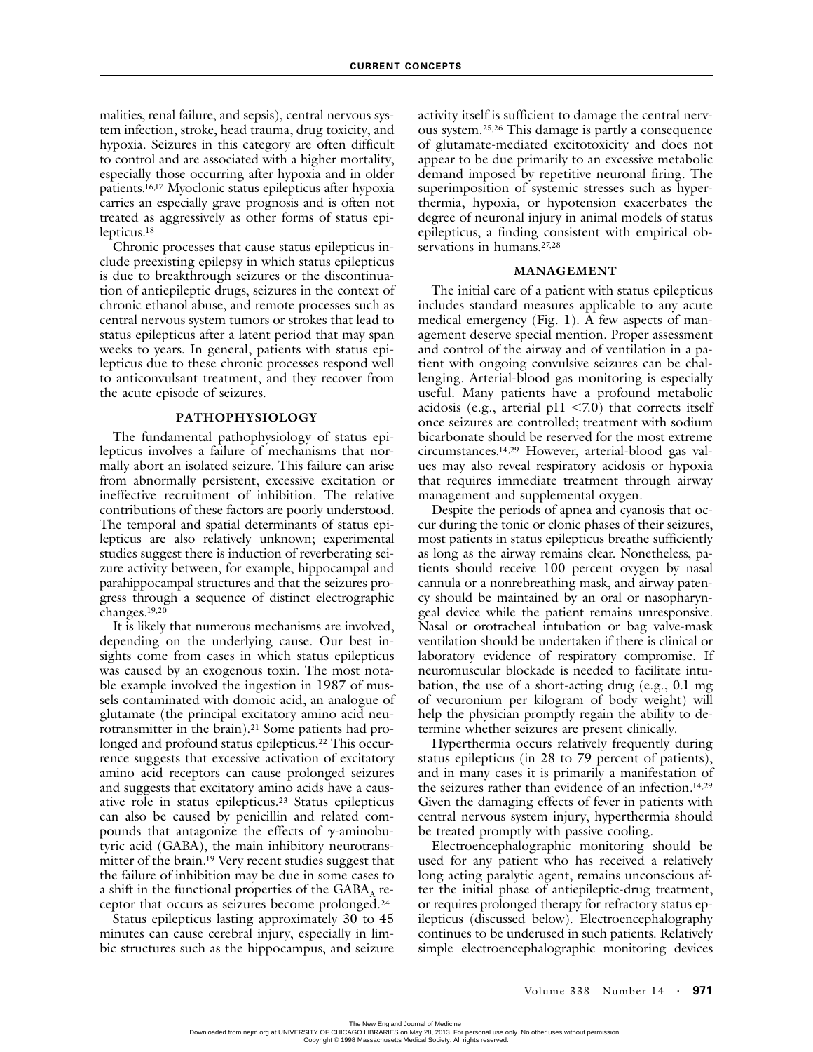malities, renal failure, and sepsis), central nervous system infection, stroke, head trauma, drug toxicity, and hypoxia. Seizures in this category are often difficult to control and are associated with a higher mortality, especially those occurring after hypoxia and in older patients.[16,17] Myoclonic status epilepticus after hypoxia carries an especially grave prognosis and is often not treated as aggressively as other forms of status epilepticus.[18]

Chronic processes that cause status epilepticus include preexisting epilepsy in which status epilepticus is due to breakthrough seizures or the discontinuation of antiepileptic drugs, seizures in the context of chronic ethanol abuse, and remote processes such as central nervous system tumors or strokes that lead to status epilepticus after a latent period that may span weeks to years. In general, patients with status epilepticus due to these chronic processes respond well to anticonvulsant treatment, and they recover from the acute episode of seizures.

## PATHOPHYSIOLOGY

The fundamental pathophysiology of status epilepticus involves a failure of mechanisms that normally abort an isolated seizure. This failure can arise from abnormally persistent, excessive excitation or ineffective recruitment of inhibition. The relative contributions of these factors are poorly understood. The temporal and spatial determinants of status epilepticus are also relatively unknown; experimental studies suggest there is induction of reverberating seizure activity between, for example, hippocampal and parahippocampal structures and that the seizures progress through a sequence of distinct electrographic changes.[19,20]

It is likely that numerous mechanisms are involved, depending on the underlying cause. Our best insights come from cases in which status epilepticus was caused by an exogenous toxin. The most notable example involved the ingestion in 1987 of mussels contaminated with domoic acid, an analogue of glutamate (the principal excitatory amino acid neurotransmitter in the brain).[21] Some patients had prolonged and profound status epilepticus.[22] This occurrence suggests that excessive activation of excitatory amino acid receptors can cause prolonged seizures and suggests that excitatory amino acids have a causative role in status epilepticus.[23] Status epilepticus can also be caused by penicillin and related compounds that antagonize the effects of $\gamma$-aminobutyric acid (GABA), the main inhibitory neurotransmitter of the brain.[19] Very recent studies suggest that the failure of inhibition may be due in some cases to a shift in the functional properties of the $GABA_A$ receptor that occurs as seizures become prolonged.[24]

Status epilepticus lasting approximately 30 to 45 minutes can cause cerebral injury, especially in limbic structures such as the hippocampus, and seizure activity itself is sufficient to damage the central nervous system.[25,26] This damage is partly a consequence of glutamate-mediated excitotoxicity and does not appear to be due primarily to an excessive metabolic demand imposed by repetitive neuronal firing. The superimposition of systemic stresses such as hyperthermia, hypoxia, or hypotension exacerbates the degree of neuronal injury in animal models of status epilepticus, a finding consistent with empirical observations in humans.[27,28]

## MANAGEMENT

The initial care of a patient with status epilepticus includes standard measures applicable to any acute medical emergency (Fig. 1). A few aspects of management deserve special mention. Proper assessment and control of the airway and of ventilation in a patient with ongoing convulsive seizures can be challenging. Arterial-blood gas monitoring is especially useful. Many patients have a profound metabolic acidosis (e.g., arterial pH <7.0) that corrects itself once seizures are controlled; treatment with sodium bicarbonate should be reserved for the most extreme circumstances.[14,29] However, arterial-blood gas values may also reveal respiratory acidosis or hypoxia that requires immediate treatment through airway management and supplemental oxygen.

Despite the periods of apnea and cyanosis that occur during the tonic or clonic phases of their seizures, most patients in status epilepticus breathe sufficiently as long as the airway remains clear. Nonetheless, patients should receive 100 percent oxygen by nasal cannula or a nonrebreathing mask, and airway patency should be maintained by an oral or nasopharyngeal device while the patient remains unresponsive. Nasal or orotracheal intubation or bag valve-mask ventilation should be undertaken if there is clinical or laboratory evidence of respiratory compromise. If neuromuscular blockade is needed to facilitate intubation, the use of a short-acting drug (e.g., 0.1 mg of vecuronium per kilogram of body weight) will help the physician promptly regain the ability to determine whether seizures are present clinically.

Hyperthermia occurs relatively frequently during status epilepticus (in 28 to 79 percent of patients), and in many cases it is primarily a manifestation of the seizures rather than evidence of an infection.[14,29] Given the damaging effects of fever in patients with central nervous system injury, hyperthermia should be treated promptly with passive cooling.

Electroencephalographic monitoring should be used for any patient who has received a relatively long acting paralytic agent, remains unconscious after the initial phase of antiepileptic-drug treatment, or requires prolonged therapy for refractory status epilepticus (discussed below). Electroencephalography continues to be underused in such patients. Relatively simple electroencephalographic monitoring devices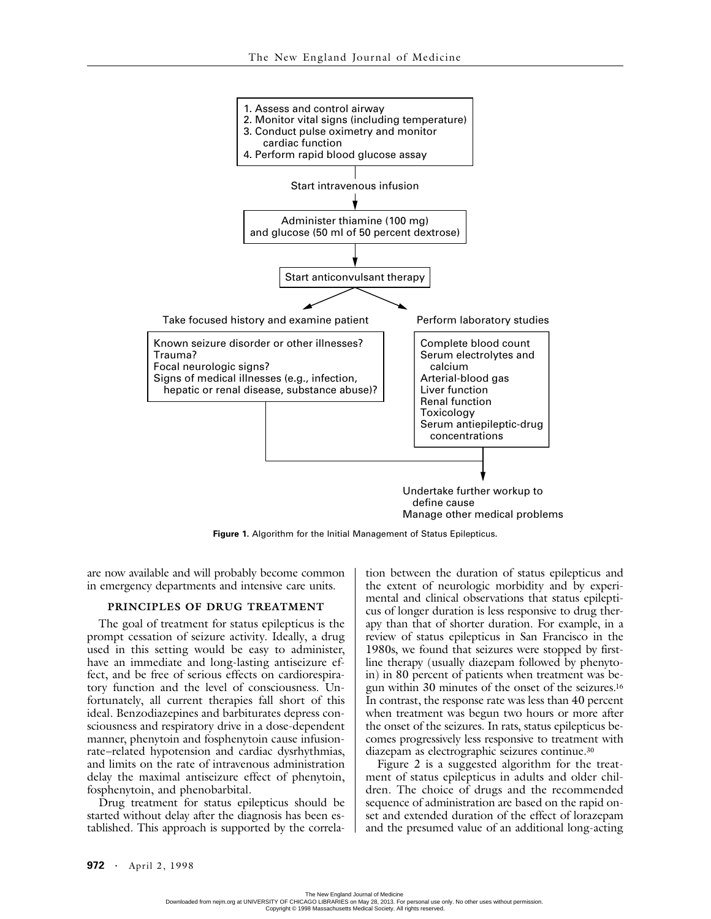1. Assess and control airway
2. Monitor vital signs (including temperature)
3. Conduct pulse oximetry and monitor cardiac function
4. Perform rapid blood glucose assay

Start intravenous infusion

Administer thiamine (100 mg) and glucose (50 ml of 50 percent dextrose)

Start anticonvulsant therapy

Take focused history and examine patient

- Known seizure disorder or other illnesses?
- Trauma?
- Focal neurologic signs?
- Signs of medical illnesses (e.g., infection, hepatic or renal disease, substance abuse)?

Perform laboratory studies

- Complete blood count
- Serum electrolytes and calcium
- Arterial-blood gas
- Liver function
- Renal function
- Toxicology
- Serum antiepileptic-drug concentrations

Undertake further workup to define cause
Manage other medical problems

**Figure 1.** Algorithm for the Initial Management of Status Epilepticus.

are now available and will probably become common in emergency departments and intensive care units.

### PRINCIPLES OF DRUG TREATMENT

The goal of treatment for status epilepticus is the prompt cessation of seizure activity. Ideally, a drug used in this setting would be easy to administer, have an immediate and long-lasting antiseizure effect, and be free of serious effects on cardiorespiratory function and the level of consciousness. Unfortunately, all current therapies fall short of this ideal. Benzodiazepines and barbiturates depress consciousness and respiratory drive in a dose-dependent manner, phenytoin and fosphenytoin cause infusion-rate–related hypotension and cardiac dysrhythmias, and limits on the rate of intravenous administration delay the maximal antiseizure effect of phenytoin, fosphenytoin, and phenobarbital.

Drug treatment for status epilepticus should be started without delay after the diagnosis has been established. This approach is supported by the correlation between the duration of status epilepticus and the extent of neurologic morbidity and by experimental and clinical observations that status epilepticus of longer duration is less responsive to drug therapy than that of shorter duration. For example, in a review of status epilepticus in San Francisco in the 1980s, we found that seizures were stopped by first-line therapy (usually diazepam followed by phenytoin) in 80 percent of patients when treatment was begun within 30 minutes of the onset of the seizures.[16] In contrast, the response rate was less than 40 percent when treatment was begun two hours or more after the onset of the seizures. In rats, status epilepticus becomes progressively less responsive to treatment with diazepam as electrographic seizures continue.[30]

Figure 2 is a suggested algorithm for the treatment of status epilepticus in adults and older children. The choice of drugs and the recommended sequence of administration are based on the rapid onset and extended duration of the effect of lorazepam and the presumed value of an additional long-acting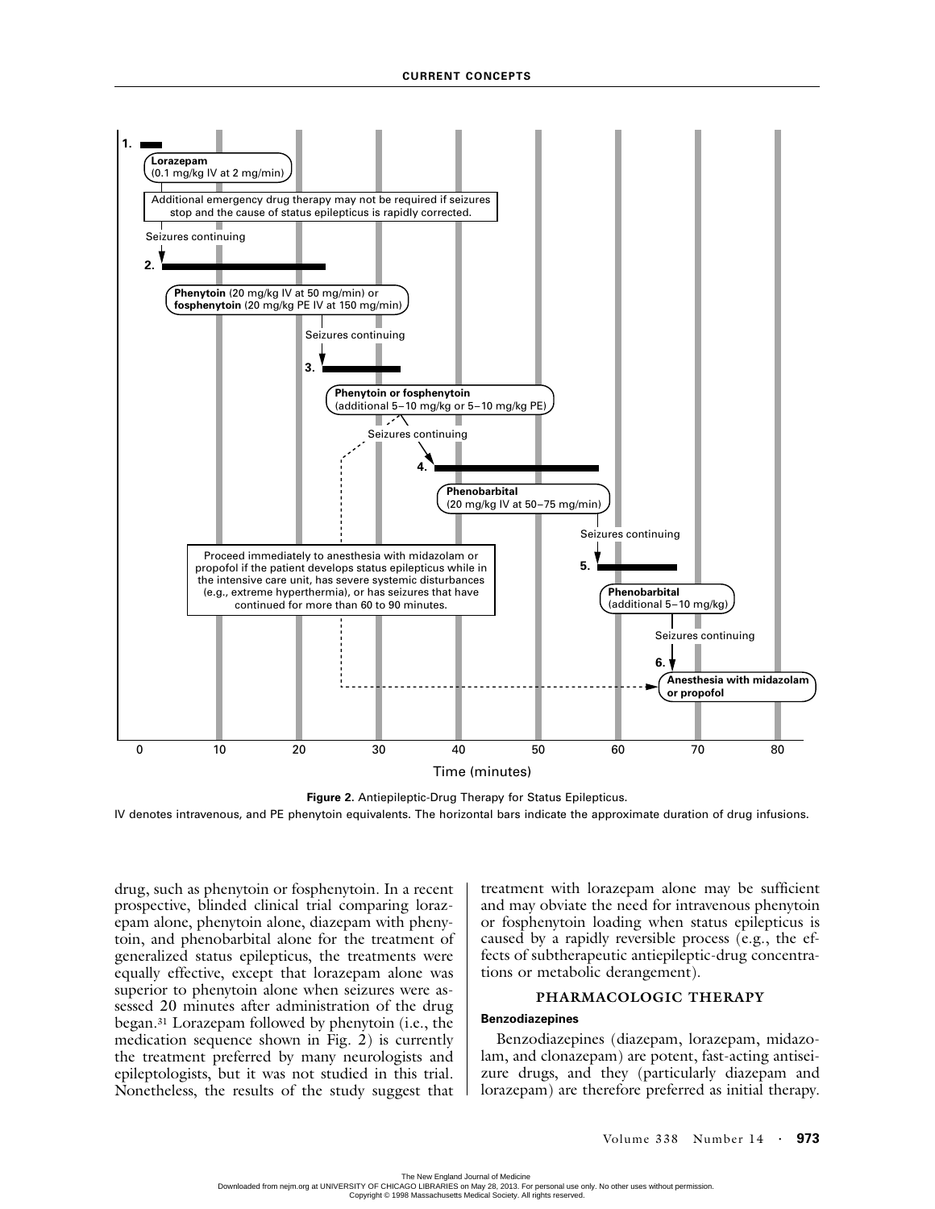1. **Lorazepam** (0.1 mg/kg IV at 2 mg/min)

Additional emergency drug therapy may not be required if seizures stop and the cause of status epilepticus is rapidly corrected.

Seizures continuing

2. **Phenytoin** (20 mg/kg IV at 50 mg/min) or **fosphenytoin** (20 mg/kg PE IV at 150 mg/min)

Seizures continuing

3. **Phenytoin or fosphenytoin** (additional 5–10 mg/kg or 5–10 mg/kg PE)

Seizures continuing

4. **Phenobarbital** (20 mg/kg IV at 50–75 mg/min)

Seizures continuing

5. **Phenobarbital** (additional 5–10 mg/kg)

Seizures continuing

6. **Anesthesia with midazolam or propofol**

Proceed immediately to anesthesia with midazolam or propofol if the patient develops status epilepticus while in the intensive care unit, has severe systemic disturbances (e.g., extreme hyperthermia), or has seizures that have continued for more than 60 to 90 minutes.

Time (minutes): 0, 10, 20, 30, 40, 50, 60, 70, 80

**Figure 2.** Antiepileptic-Drug Therapy for Status Epilepticus.

IV denotes intravenous, and PE phenytoin equivalents. The horizontal bars indicate the approximate duration of drug infusions.

drug, such as phenytoin or fosphenytoin. In a recent prospective, blinded clinical trial comparing lorazepam alone, phenytoin alone, diazepam with phenytoin, and phenobarbital alone for the treatment of generalized status epilepticus, the treatments were equally effective, except that lorazepam alone was superior to phenytoin alone when seizures were assessed 20 minutes after administration of the drug began.[31] Lorazepam followed by phenytoin (i.e., the medication sequence shown in Fig. 2) is currently the treatment preferred by many neurologists and epileptologists, but it was not studied in this trial. Nonetheless, the results of the study suggest that treatment with lorazepam alone may be sufficient and may obviate the need for intravenous phenytoin or fosphenytoin loading when status epilepticus is caused by a rapidly reversible process (e.g., the effects of subtherapeutic antiepileptic-drug concentrations or metabolic derangement).

## PHARMACOLOGIC THERAPY

### Benzodiazepines

Benzodiazepines (diazepam, lorazepam, midazolam, and clonazepam) are potent, fast-acting antiseizure drugs, and they (particularly diazepam and lorazepam) are therefore preferred as initial therapy.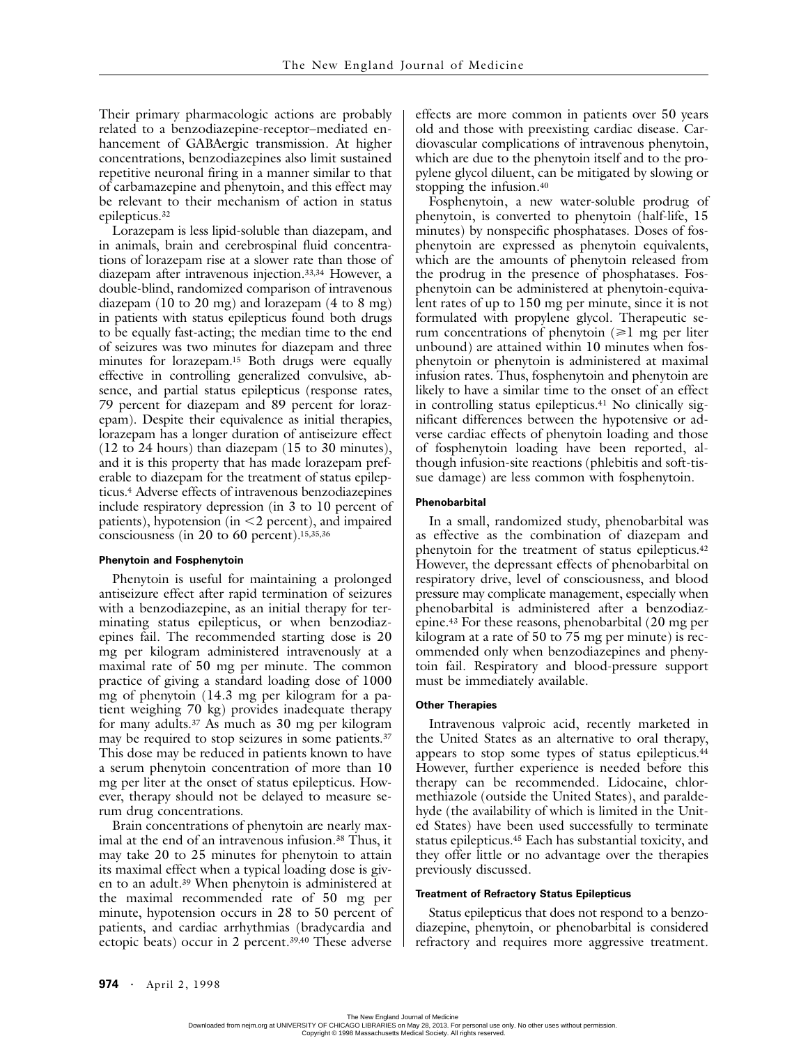Their primary pharmacologic actions are probably related to a benzodiazepine-receptor–mediated enhancement of GABAergic transmission. At higher concentrations, benzodiazepines also limit sustained repetitive neuronal firing in a manner similar to that of carbamazepine and phenytoin, and this effect may be relevant to their mechanism of action in status epilepticus.[32]

Lorazepam is less lipid-soluble than diazepam, and in animals, brain and cerebrospinal fluid concentrations of lorazepam rise at a slower rate than those of diazepam after intravenous injection.[33,34] However, a double-blind, randomized comparison of intravenous diazepam (10 to 20 mg) and lorazepam (4 to 8 mg) in patients with status epilepticus found both drugs to be equally fast-acting; the median time to the end of seizures was two minutes for diazepam and three minutes for lorazepam.[15] Both drugs were equally effective in controlling generalized convulsive, absence, and partial status epilepticus (response rates, 79 percent for diazepam and 89 percent for lorazepam). Despite their equivalence as initial therapies, lorazepam has a longer duration of antiseizure effect (12 to 24 hours) than diazepam (15 to 30 minutes), and it is this property that has made lorazepam preferable to diazepam for the treatment of status epilepticus.[4] Adverse effects of intravenous benzodiazepines include respiratory depression (in 3 to 10 percent of patients), hypotension (in <2 percent), and impaired consciousness (in 20 to 60 percent).[15,35,36]

#### Phenytoin and Fosphenytoin

Phenytoin is useful for maintaining a prolonged antiseizure effect after rapid termination of seizures with a benzodiazepine, as an initial therapy for terminating status epilepticus, or when benzodiazepines fail. The recommended starting dose is 20 mg per kilogram administered intravenously at a maximal rate of 50 mg per minute. The common practice of giving a standard loading dose of 1000 mg of phenytoin (14.3 mg per kilogram for a patient weighing 70 kg) provides inadequate therapy for many adults.[37] As much as 30 mg per kilogram may be required to stop seizures in some patients.[37] This dose may be reduced in patients known to have a serum phenytoin concentration of more than 10 mg per liter at the onset of status epilepticus. However, therapy should not be delayed to measure serum drug concentrations.

Brain concentrations of phenytoin are nearly maximal at the end of an intravenous infusion.[38] Thus, it may take 20 to 25 minutes for phenytoin to attain its maximal effect when a typical loading dose is given to an adult.[39] When phenytoin is administered at the maximal recommended rate of 50 mg per minute, hypotension occurs in 28 to 50 percent of patients, and cardiac arrhythmias (bradycardia and ectopic beats) occur in 2 percent.[39,40] These adverse effects are more common in patients over 50 years old and those with preexisting cardiac disease. Cardiovascular complications of intravenous phenytoin, which are due to the phenytoin itself and to the propylene glycol diluent, can be mitigated by slowing or stopping the infusion.[40]

Fosphenytoin, a new water-soluble prodrug of phenytoin, is converted to phenytoin (half-life, 15 minutes) by nonspecific phosphatases. Doses of fosphenytoin are expressed as phenytoin equivalents, which are the amounts of phenytoin released from the prodrug in the presence of phosphatases. Fosphenytoin can be administered at phenytoin-equivalent rates of up to 150 mg per minute, since it is not formulated with propylene glycol. Therapeutic serum concentrations of phenytoin (≥1 mg per liter unbound) are attained within 10 minutes when fosphenytoin or phenytoin is administered at maximal infusion rates. Thus, fosphenytoin and phenytoin are likely to have a similar time to the onset of an effect in controlling status epilepticus.[41] No clinically significant differences between the hypotensive or adverse cardiac effects of phenytoin loading and those of fosphenytoin loading have been reported, although infusion-site reactions (phlebitis and soft-tissue damage) are less common with fosphenytoin.

#### Phenobarbital

In a small, randomized study, phenobarbital was as effective as the combination of diazepam and phenytoin for the treatment of status epilepticus.[42] However, the depressant effects of phenobarbital on respiratory drive, level of consciousness, and blood pressure may complicate management, especially when phenobarbital is administered after a benzodiazepine.[43] For these reasons, phenobarbital (20 mg per kilogram at a rate of 50 to 75 mg per minute) is recommended only when benzodiazepines and phenytoin fail. Respiratory and blood-pressure support must be immediately available.

#### Other Therapies

Intravenous valproic acid, recently marketed in the United States as an alternative to oral therapy, appears to stop some types of status epilepticus.[44] However, further experience is needed before this therapy can be recommended. Lidocaine, chlormethiazole (outside the United States), and paraldehyde (the availability of which is limited in the United States) have been used successfully to terminate status epilepticus.[45] Each has substantial toxicity, and they offer little or no advantage over the therapies previously discussed.

#### Treatment of Refractory Status Epilepticus

Status epilepticus that does not respond to a benzodiazepine, phenytoin, or phenobarbital is considered refractory and requires more aggressive treatment.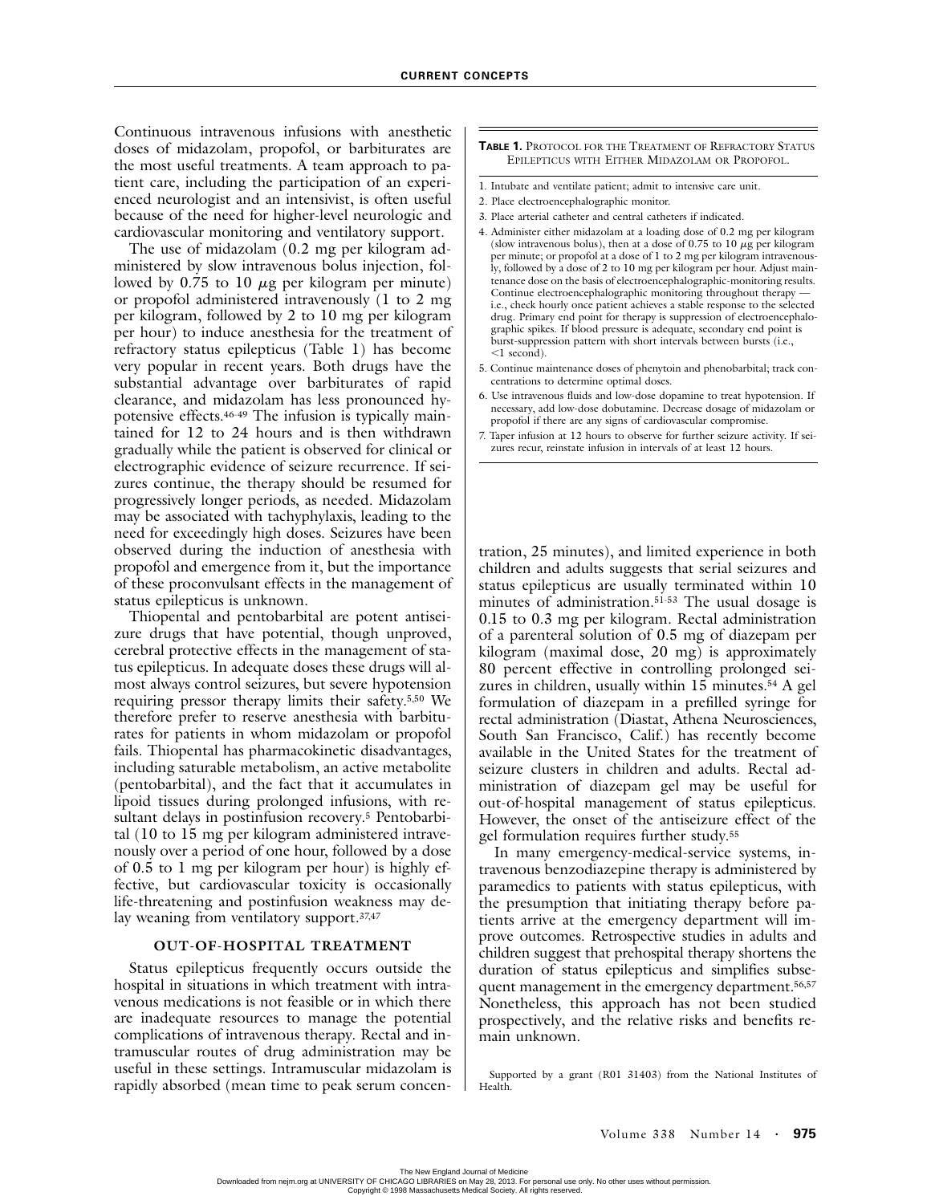Continuous intravenous infusions with anesthetic doses of midazolam, propofol, or barbiturates are the most useful treatments. A team approach to patient care, including the participation of an experienced neurologist and an intensivist, is often useful because of the need for higher-level neurologic and cardiovascular monitoring and ventilatory support.

The use of midazolam (0.2 mg per kilogram administered by slow intravenous bolus injection, followed by 0.75 to 10 $\mu$g per kilogram per minute) or propofol administered intravenously (1 to 2 mg per kilogram, followed by 2 to 10 mg per kilogram per hour) to induce anesthesia for the treatment of refractory status epilepticus (Table 1) has become very popular in recent years. Both drugs have the substantial advantage over barbiturates of rapid clearance, and midazolam has less pronounced hypotensive effects.[46-49] The infusion is typically maintained for 12 to 24 hours and is then withdrawn gradually while the patient is observed for clinical or electrographic evidence of seizure recurrence. If seizures continue, the therapy should be resumed for progressively longer periods, as needed. Midazolam may be associated with tachyphylaxis, leading to the need for exceedingly high doses. Seizures have been observed during the induction of anesthesia with propofol and emergence from it, but the importance of these proconvulsant effects in the management of status epilepticus is unknown.

**Table 1.** Protocol for the Treatment of Refractory Status Epilepticus with Either Midazolam or Propofol.

1. Intubate and ventilate patient; admit to intensive care unit.
2. Place electroencephalographic monitor.
3. Place arterial catheter and central catheters if indicated.
4. Administer either midazolam at a loading dose of 0.2 mg per kilogram (slow intravenous bolus), then at a dose of 0.75 to 10 $\mu$g per kilogram per minute; or propofol at a dose of 1 to 2 mg per kilogram intravenously, followed by a dose of 2 to 10 mg per kilogram per hour. Adjust maintenance dose on the basis of electroencephalographic-monitoring results. Continue electroencephalographic monitoring throughout therapy — i.e., check hourly once patient achieves a stable response to the selected drug. Primary end point for therapy is suppression of electroencephalographic spikes. If blood pressure is adequate, secondary end point is burst-suppression pattern with short intervals between bursts (i.e., <1 second).
5. Continue maintenance doses of phenytoin and phenobarbital; track concentrations to determine optimal doses.
6. Use intravenous fluids and low-dose dopamine to treat hypotension. If necessary, add low-dose dobutamine. Decrease dosage of midazolam or propofol if there are any signs of cardiovascular compromise.
7. Taper infusion at 12 hours to observe for further seizure activity. If seizures recur, reinstate infusion in intervals of at least 12 hours.

Thiopental and pentobarbital are potent antiseizure drugs that have potential, though unproved, cerebral protective effects in the management of status epilepticus. In adequate doses these drugs will almost always control seizures, but severe hypotension requiring pressor therapy limits their safety.[5,50] We therefore prefer to reserve anesthesia with barbiturates for patients in whom midazolam or propofol fails. Thiopental has pharmacokinetic disadvantages, including saturable metabolism, an active metabolite (pentobarbital), and the fact that it accumulates in lipoid tissues during prolonged infusions, with resultant delays in postinfusion recovery.[5] Pentobarbital (10 to 15 mg per kilogram administered intravenously over a period of one hour, followed by a dose of 0.5 to 1 mg per kilogram per hour) is highly effective, but cardiovascular toxicity is occasionally life-threatening and postinfusion weakness may delay weaning from ventilatory support.[37,47]

### OUT-OF-HOSPITAL TREATMENT

Status epilepticus frequently occurs outside the hospital in situations in which treatment with intravenous medications is not feasible or in which there are inadequate resources to manage the potential complications of intravenous therapy. Rectal and intramuscular routes of drug administration may be useful in these settings. Intramuscular midazolam is rapidly absorbed (mean time to peak serum concentration, 25 minutes), and limited experience in both children and adults suggests that serial seizures and status epilepticus are usually terminated within 10 minutes of administration.[51-53] The usual dosage is 0.15 to 0.3 mg per kilogram. Rectal administration of a parenteral solution of 0.5 mg of diazepam per kilogram (maximal dose, 20 mg) is approximately 80 percent effective in controlling prolonged seizures in children, usually within 15 minutes.[54] A gel formulation of diazepam in a prefilled syringe for rectal administration (Diastat, Athena Neurosciences, South San Francisco, Calif.) has recently become available in the United States for the treatment of seizure clusters in children and adults. Rectal administration of diazepam gel may be useful for out-of-hospital management of status epilepticus. However, the onset of the antiseizure effect of the gel formulation requires further study.[55]

In many emergency-medical-service systems, intravenous benzodiazepine therapy is administered by paramedics to patients with status epilepticus, with the presumption that initiating therapy before patients arrive at the emergency department will improve outcomes. Retrospective studies in adults and children suggest that prehospital therapy shortens the duration of status epilepticus and simplifies subsequent management in the emergency department.[56,57] Nonetheless, this approach has not been studied prospectively, and the relative risks and benefits remain unknown.

Supported by a grant (R01 31403) from the National Institutes of Health.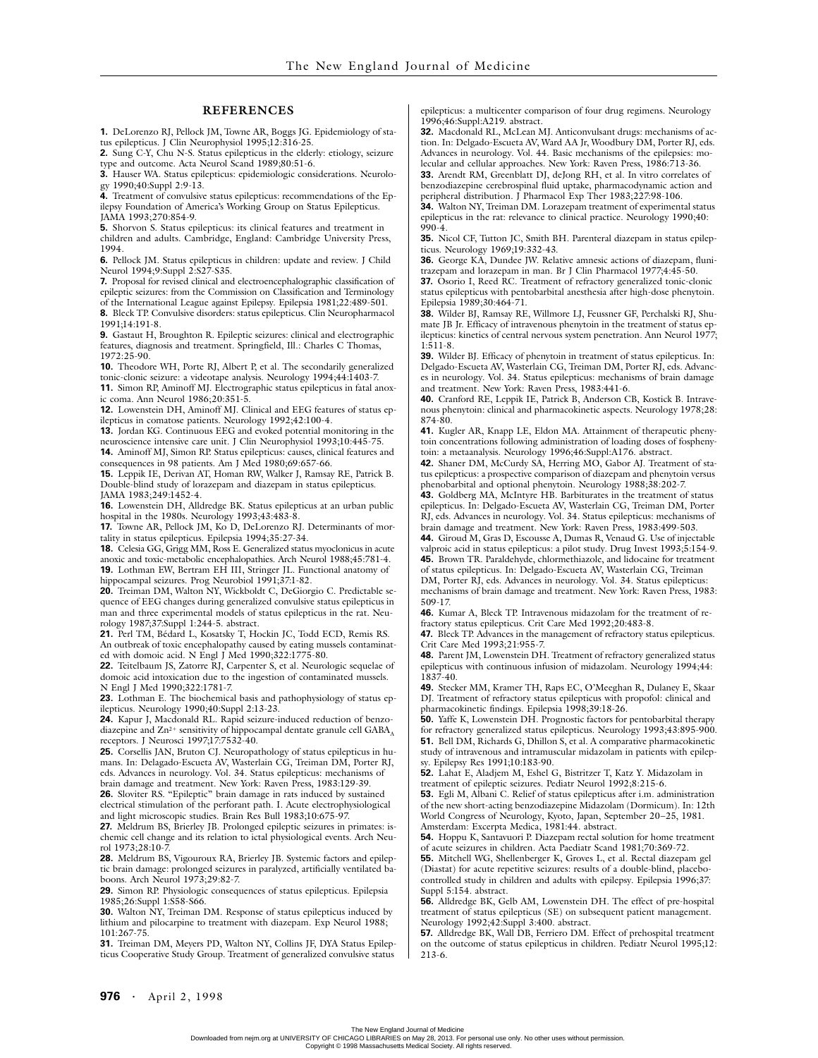## REFERENCES

**1.** DeLorenzo RJ, Pellock JM, Towne AR, Boggs JG. Epidemiology of status epilepticus. J Clin Neurophysiol 1995;12:316-25.

**2.** Sung C-Y, Chu N-S. Status epilepticus in the elderly: etiology, seizure type and outcome. Acta Neurol Scand 1989;80:51-6.

**3.** Hauser WA. Status epilepticus: epidemiologic considerations. Neurology 1990;40:Suppl 2:9-13.

**4.** Treatment of convulsive status epilepticus: recommendations of the Epilepsy Foundation of America's Working Group on Status Epilepticus. JAMA 1993;270:854-9.

**5.** Shorvon S. Status epilepticus: its clinical features and treatment in children and adults. Cambridge, England: Cambridge University Press, 1994.

**6.** Pellock JM. Status epilepticus in children: update and review. J Child Neurol 1994;9:Suppl 2:S27-S35.

**7.** Proposal for revised clinical and electroencephalographic classification of epileptic seizures: from the Commission on Classification and Terminology of the International League against Epilepsy. Epilepsia 1981;22:489-501.

**8.** Bleck TP. Convulsive disorders: status epilepticus. Clin Neuropharmacol 1991;14:191-8.

**9.** Gastaut H, Broughton R. Epileptic seizures: clinical and electrographic features, diagnosis and treatment. Springfield, Ill.: Charles C Thomas, 1972:25-90.

**10.** Theodore WH, Porte RJ, Albert P, et al. The secondarily generalized tonic-clonic seizure: a videotape analysis. Neurology 1994;44:1403-7.

**11.** Simon RP, Aminoff MJ. Electrographic status epilepticus in fatal anoxic coma. Ann Neurol 1986;20:351-5.

**12.** Lowenstein DH, Aminoff MJ. Clinical and EEG features of status epilepticus in comatose patients. Neurology 1992;42:100-4.

**13.** Jordan KG. Continuous EEG and evoked potential monitoring in the neuroscience intensive care unit. J Clin Neurophysiol 1993;10:445-75.

**14.** Aminoff MJ, Simon RP. Status epilepticus: causes, clinical features and consequences in 98 patients. Am J Med 1980;69:657-66.

**15.** Leppik IE, Derivan AT, Homan RW, Walker J, Ramsay RE, Patrick B. Double-blind study of lorazepam and diazepam in status epilepticus. JAMA 1983;249:1452-4.

**16.** Lowenstein DH, Alldredge BK. Status epilepticus at an urban public hospital in the 1980s. Neurology 1993;43:483-8.

**17.** Towne AR, Pellock JM, Ko D, DeLorenzo RJ. Determinants of mortality in status epilepticus. Epilepsia 1994;35:27-34.

**18.** Celesia GG, Grigg MM, Ross E. Generalized status myoclonicus in acute anoxic and toxic-metabolic encephalopathies. Arch Neurol 1988;45:781-4.

**19.** Lothman EW, Bertram EH III, Stringer JL. Functional anatomy of hippocampal seizures. Prog Neurobiol 1991;37:1-82.

**20.** Treiman DM, Walton NY, Wickboldt C, DeGiorgio C. Predictable sequence of EEG changes during generalized convulsive status epilepticus in man and three experimental models of status epilepticus in the rat. Neurology 1987;37:Suppl 1:244-5. abstract.

**21.** Perl TM, Bédard L, Kosatsky T, Hockin JC, Todd ECD, Remis RS. An outbreak of toxic encephalopathy caused by eating mussels contaminated with domoic acid. N Engl J Med 1990;322:1775-80.

**22.** Teitelbaum JS, Zatorre RJ, Carpenter S, et al. Neurologic sequelae of domoic acid intoxication due to the ingestion of contaminated mussels. N Engl J Med 1990;322:1781-7.

**23.** Lothman E. The biochemical basis and pathophysiology of status epilepticus. Neurology 1990;40:Suppl 2:13-23.

**24.** Kapur J, Macdonald RL. Rapid seizure-induced reduction of benzodiazepine and $Zn^{2+}$ sensitivity of hippocampal dentate granule cell $GABA_A$ receptors. J Neurosci 1997;17:7532-40.

**25.** Corsellis JAN, Bruton CJ. Neuropathology of status epilepticus in humans. In: Delagado-Escueta AV, Wasterlain CG, Treiman DM, Porter RJ, eds. Advances in neurology. Vol. 34. Status epilepticus: mechanisms of brain damage and treatment. New York: Raven Press, 1983:129-39.

**26.** Sloviter RS. "Epileptic" brain damage in rats induced by sustained electrical stimulation of the perforant path. I. Acute electrophysiological and light microscopic studies. Brain Res Bull 1983;10:675-97.

**27.** Meldrum BS, Brierley JB. Prolonged epileptic seizures in primates: ischemic cell change and its relation to ictal physiological events. Arch Neurol 1973;28:10-7.

**28.** Meldrum BS, Vigouroux RA, Brierley JB. Systemic factors and epileptic brain damage: prolonged seizures in paralyzed, artificially ventilated baboons. Arch Neurol 1973;29:82-7.

**29.** Simon RP. Physiologic consequences of status epilepticus. Epilepsia 1985;26:Suppl 1:S58-S66.

**30.** Walton NY, Treiman DM. Response of status epilepticus induced by lithium and pilocarpine to treatment with diazepam. Exp Neurol 1988;101:267-75.

**31.** Treiman DM, Meyers PD, Walton NY, Collins JF, DYA Status Epilepticus Cooperative Study Group. Treatment of generalized convulsive status epilepticus: a multicenter comparison of four drug regimens. Neurology 1996;46:Suppl:A219. abstract.

**32.** Macdonald RL, McLean MJ. Anticonvulsant drugs: mechanisms of action. In: Delgado-Escueta AV, Ward AA Jr, Woodbury DM, Porter RJ, eds. Advances in neurology. Vol. 44. Basic mechanisms of the epilepsies: molecular and cellular approaches. New York: Raven Press, 1986:713-36.

**33.** Arendt RM, Greenblatt DJ, deJong RH, et al. In vitro correlates of benzodiazepine cerebrospinal fluid uptake, pharmacodynamic action and peripheral distribution. J Pharmacol Exp Ther 1983;227:98-106.

**34.** Walton NY, Treiman DM. Lorazepam treatment of experimental status epilepticus in the rat: relevance to clinical practice. Neurology 1990;40:990-4.

**35.** Nicol CF, Tutton JC, Smith BH. Parenteral diazepam in status epilepticus. Neurology 1969;19:332-43.

**36.** George KA, Dundee JW. Relative amnesic actions of diazepam, flunitrazepam and lorazepam in man. Br J Clin Pharmacol 1977;4:45-50.

**37.** Osorio I, Reed RC. Treatment of refractory generalized tonic-clonic status epilepticus with pentobarbital anesthesia after high-dose phenytoin. Epilepsia 1989;30:464-71.

**38.** Wilder BJ, Ramsay RE, Willmore LJ, Feussner GF, Perchalski RJ, Shumate JB Jr. Efficacy of intravenous phenytoin in the treatment of status epilepticus: kinetics of central nervous system penetration. Ann Neurol 1977;1:511-8.

**39.** Wilder BJ. Efficacy of phenytoin in treatment of status epilepticus. In: Delgado-Escueta AV, Wasterlain CG, Treiman DM, Porter RJ, eds. Advances in neurology. Vol. 34. Status epilepticus: mechanisms of brain damage and treatment. New York: Raven Press, 1983:441-6.

**40.** Cranford RE, Leppik IE, Patrick B, Anderson CB, Kostick B. Intravenous phenytoin: clinical and pharmacokinetic aspects. Neurology 1978;28:874-80.

**41.** Kugler AR, Knapp LE, Eldon MA. Attainment of therapeutic phenytoin concentrations following administration of loading doses of fosphenytoin: a metaanalysis. Neurology 1996;46:Suppl:A176. abstract.

**42.** Shaner DM, McCurdy SA, Herring MO, Gabor AJ. Treatment of status epilepticus: a prospective comparison of diazepam and phenytoin versus phenobarbital and optional phenytoin. Neurology 1988;38:202-7.

**43.** Goldberg MA, McIntyre HB. Barbiturates in the treatment of status epilepticus. In: Delgado-Escueta AV, Wasterlain CG, Treiman DM, Porter RJ, eds. Advances in neurology. Vol. 34. Status epilepticus: mechanisms of brain damage and treatment. New York: Raven Press, 1983:499-503.

**44.** Giroud M, Gras D, Escousse A, Dumas R, Venaud G. Use of injectable valproic acid in status epilepticus: a pilot study. Drug Invest 1993;5:154-9.

**45.** Brown TR. Paraldehyde, chlormethiazole, and lidocaine for treatment of status epilepticus. In: Delgado-Escueta AV, Wasterlain CG, Treiman DM, Porter RJ, eds. Advances in neurology. Vol. 34. Status epilepticus: mechanisms of brain damage and treatment. New York: Raven Press, 1983:509-17.

**46.** Kumar A, Bleck TP. Intravenous midazolam for the treatment of refractory status epilepticus. Crit Care Med 1992;20:483-8.

**47.** Bleck TP. Advances in the management of refractory status epilepticus. Crit Care Med 1993;21:955-7.

**48.** Parent JM, Lowenstein DH. Treatment of refractory generalized status epilepticus with continuous infusion of midazolam. Neurology 1994;44:1837-40.

**49.** Stecker MM, Kramer TH, Raps EC, O'Meeghan R, Dulaney E, Skaar DJ. Treatment of refractory status epilepticus with propofol: clinical and pharmacokinetic findings. Epilepsia 1998;39:18-26.

**50.** Yaffe K, Lowenstein DH. Prognostic factors for pentobarbital therapy for refractory generalized status epilepticus. Neurology 1993;43:895-900.

**51.** Bell DM, Richards G, Dhillon S, et al. A comparative pharmacokinetic study of intravenous and intramuscular midazolam in patients with epilepsy. Epilepsy Res 1991;10:183-90.

**52.** Lahat E, Aladjem M, Eshel G, Bistritzer T, Katz Y. Midazolam in treatment of epileptic seizures. Pediatr Neurol 1992;8:215-6.

**53.** Egli M, Albani C. Relief of status epilepticus after i.m. administration of the new short-acting benzodiazepine Midazolam (Dormicum). In: 12th World Congress of Neurology, Kyoto, Japan, September 20–25, 1981. Amsterdam: Excerpta Medica, 1981:44. abstract.

**54.** Hoppu K, Santavuori P. Diazepam rectal solution for home treatment of acute seizures in children. Acta Paediatr Scand 1981;70:369-72.

**55.** Mitchell WG, Shellenberger K, Groves L, et al. Rectal diazepam gel (Diastat) for acute repetitive seizures: results of a double-blind, placebo-controlled study in children and adults with epilepsy. Epilepsia 1996;37:Suppl 5:154. abstract.

**56.** Alldredge BK, Gelb AM, Lowenstein DH. The effect of pre-hospital treatment of status epilepticus (SE) on subsequent patient management. Neurology 1992;42:Suppl 3:400. abstract.

**57.** Alldredge BK, Wall DB, Ferriero DM. Effect of prehospital treatment on the outcome of status epilepticus in children. Pediatr Neurol 1995;12:213-6.